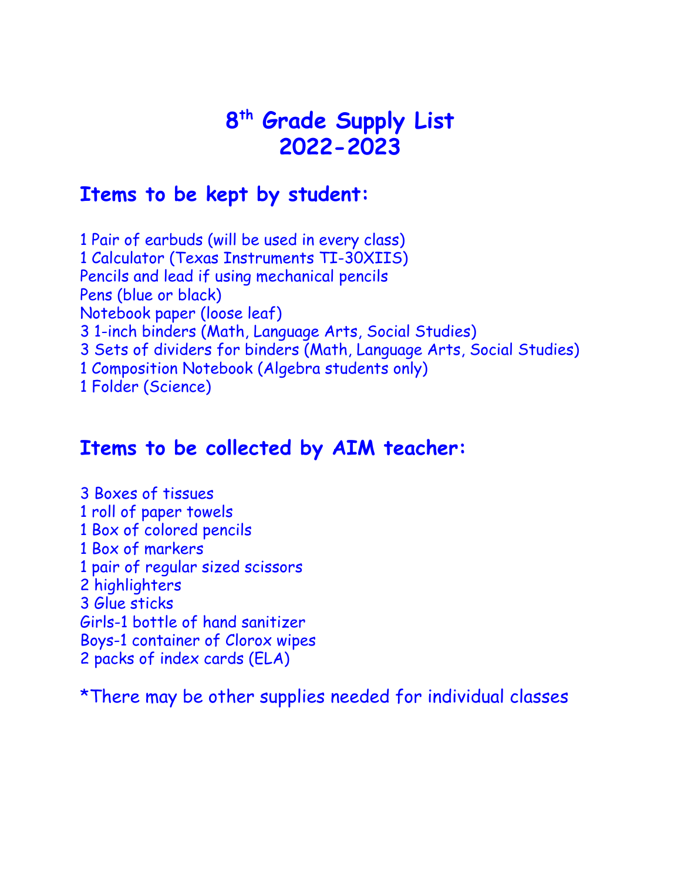# 8th Grade Supply List 2022-2023

## Items to be kept by student:

1 Pair of earbuds (will be used in every class)
1 Calculator (Texas Instruments TI-30XIIS)
Pencils and lead if using mechanical pencils
Pens (blue or black)
Notebook paper (loose leaf)
3 1-inch binders (Math, Language Arts, Social Studies)
3 Sets of dividers for binders (Math, Language Arts, Social Studies)
1 Composition Notebook (Algebra students only)
1 Folder (Science)

## Items to be collected by AIM teacher:

3 Boxes of tissues
1 roll of paper towels
1 Box of colored pencils
1 Box of markers
1 pair of regular sized scissors
2 highlighters
3 Glue sticks
Girls-1 bottle of hand sanitizer
Boys-1 container of Clorox wipes
2 packs of index cards (ELA)

*There may be other supplies needed for individual classes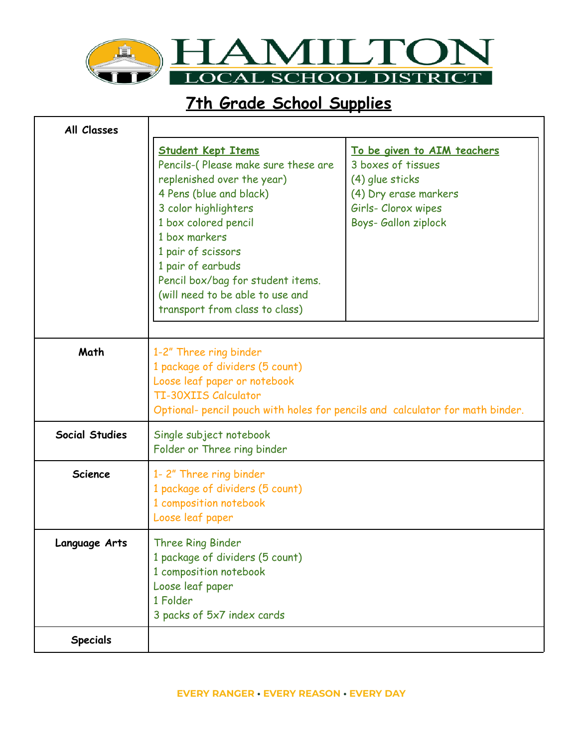HAMILTON LOCAL SCHOOL DISTRICT

# 7th Grade School Supplies

| | | |
|---|---|---|
| **All Classes** | **Student Kept Items**<br>Pencils-( Please make sure these are replenished over the year)<br>4 Pens (blue and black)<br>3 color highlighters<br>1 box colored pencil<br>1 box markers<br>1 pair of scissors<br>1 pair of earbuds<br>Pencil box/bag for student items. (will need to be able to use and transport from class to class) | **To be given to AIM teachers**<br>3 boxes of tissues<br>(4) glue sticks<br>(4) Dry erase markers<br>Girls- Clorox wipes<br>Boys- Gallon ziplock |
| **Math** | 1-2" Three ring binder<br>1 package of dividers (5 count)<br>Loose leaf paper or notebook<br>TI-30XIIS Calculator<br>Optional- pencil pouch with holes for pencils and calculator for math binder. | |
| **Social Studies** | Single subject notebook<br>Folder or Three ring binder | |
| **Science** | 1- 2" Three ring binder<br>1 package of dividers (5 count)<br>1 composition notebook<br>Loose leaf paper | |
| **Language Arts** | Three Ring Binder<br>1 package of dividers (5 count)<br>1 composition notebook<br>Loose leaf paper<br>1 Folder<br>3 packs of 5x7 index cards | |
| **Specials** | | |

EVERY RANGER • EVERY REASON • EVERY DAY